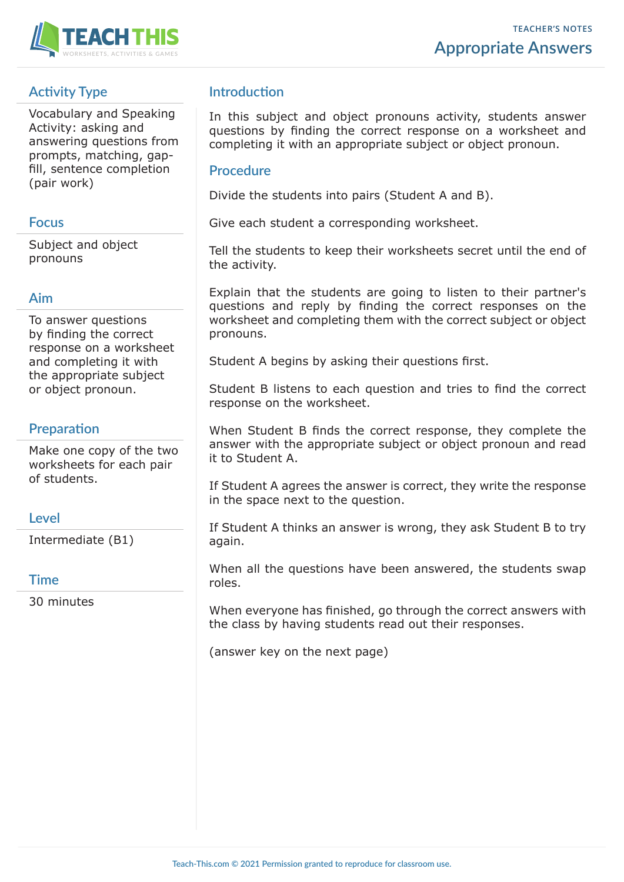# Appropriate Answers

## Activity Type

Vocabulary and Speaking Activity: asking and answering questions from prompts, matching, gap-fill, sentence completion (pair work)

## Focus

Subject and object pronouns

## Aim

To answer questions by finding the correct response on a worksheet and completing it with the appropriate subject or object pronoun.

## Preparation

Make one copy of the two worksheets for each pair of students.

## Level

Intermediate (B1)

## Time

30 minutes

## Introduction

In this subject and object pronouns activity, students answer questions by finding the correct response on a worksheet and completing it with an appropriate subject or object pronoun.

## Procedure

Divide the students into pairs (Student A and B).

Give each student a corresponding worksheet.

Tell the students to keep their worksheets secret until the end of the activity.

Explain that the students are going to listen to their partner's questions and reply by finding the correct responses on the worksheet and completing them with the correct subject or object pronouns.

Student A begins by asking their questions first.

Student B listens to each question and tries to find the correct response on the worksheet.

When Student B finds the correct response, they complete the answer with the appropriate subject or object pronoun and read it to Student A.

If Student A agrees the answer is correct, they write the response in the space next to the question.

If Student A thinks an answer is wrong, they ask Student B to try again.

When all the questions have been answered, the students swap roles.

When everyone has finished, go through the correct answers with the class by having students read out their responses.

(answer key on the next page)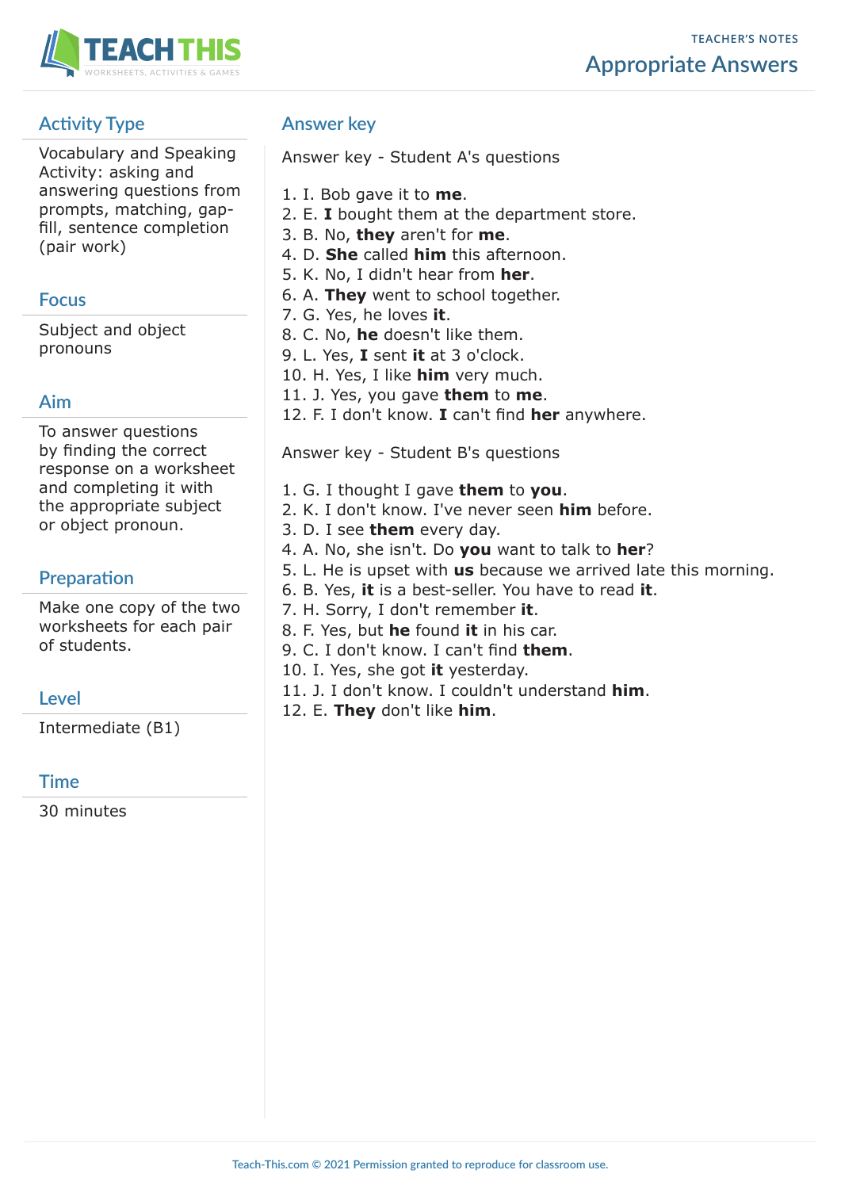## Activity Type

Vocabulary and Speaking Activity: asking and answering questions from prompts, matching, gap-fill, sentence completion (pair work)

## Focus

Subject and object pronouns

## Aim

To answer questions by finding the correct response on a worksheet and completing it with the appropriate subject or object pronoun.

## Preparation

Make one copy of the two worksheets for each pair of students.

## Level

Intermediate (B1)

## Time

30 minutes

## Answer key

Answer key - Student A's questions

1. I. Bob gave it to **me**.
2. E. **I** bought them at the department store.
3. B. No, **they** aren't for **me**.
4. D. **She** called **him** this afternoon.
5. K. No, I didn't hear from **her**.
6. A. **They** went to school together.
7. G. Yes, he loves **it**.
8. C. No, **he** doesn't like them.
9. L. Yes, **I** sent **it** at 3 o'clock.
10. H. Yes, I like **him** very much.
11. J. Yes, you gave **them** to **me**.
12. F. I don't know. **I** can't find **her** anywhere.

Answer key - Student B's questions

1. G. I thought I gave **them** to **you**.
2. K. I don't know. I've never seen **him** before.
3. D. I see **them** every day.
4. A. No, she isn't. Do **you** want to talk to **her**?
5. L. He is upset with **us** because we arrived late this morning.
6. B. Yes, **it** is a best-seller. You have to read **it**.
7. H. Sorry, I don't remember **it**.
8. F. Yes, but **he** found **it** in his car.
9. C. I don't know. I can't find **them**.
10. I. Yes, she got **it** yesterday.
11. J. I don't know. I couldn't understand **him**.
12. E. **They** don't like **him**.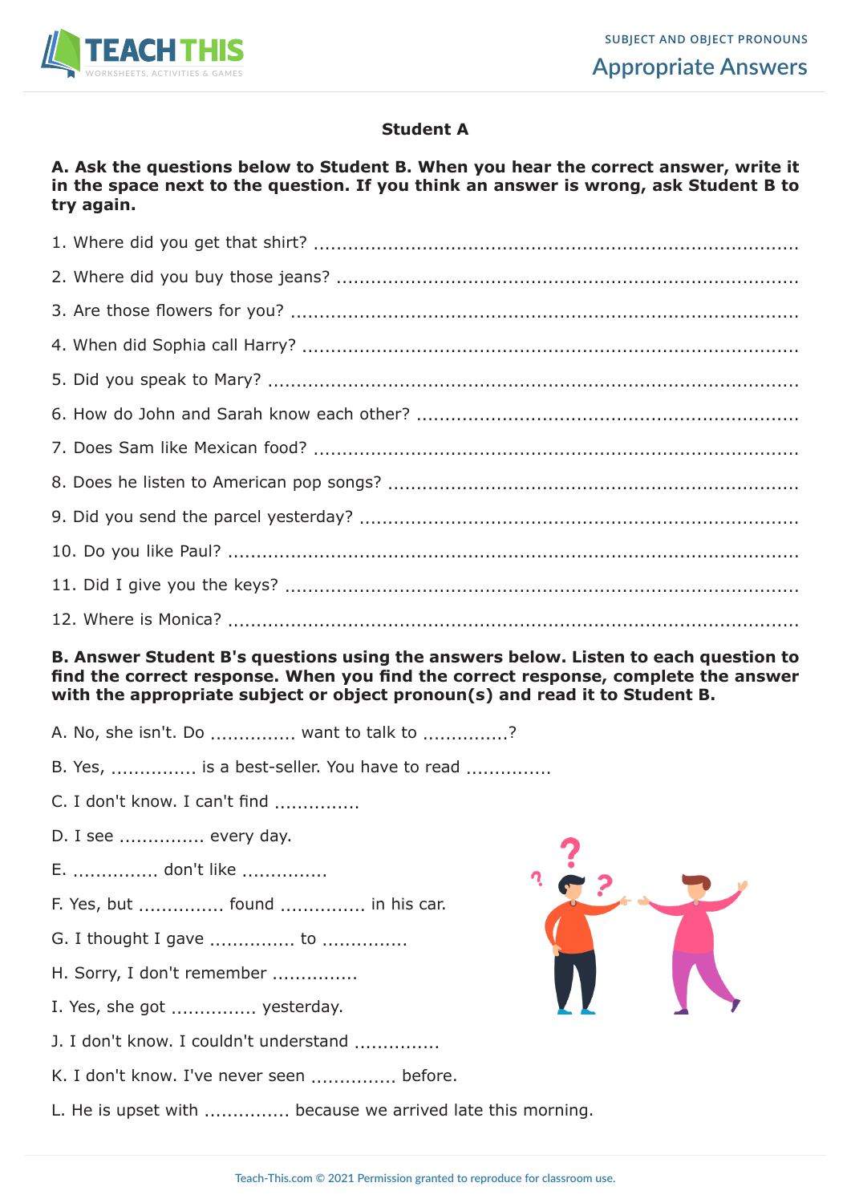## Student A

**A. Ask the questions below to Student B. When you hear the correct answer, write it in the space next to the question. If you think an answer is wrong, ask Student B to try again.**

1. Where did you get that shirt? ..............................................................................

2. Where did you buy those jeans? ..............................................................................

3. Are those flowers for you? ..............................................................................

4. When did Sophia call Harry? ..............................................................................

5. Did you speak to Mary? ..............................................................................

6. How do John and Sarah know each other? ..............................................................................

7. Does Sam like Mexican food? ..............................................................................

8. Does he listen to American pop songs? ..............................................................................

9. Did you send the parcel yesterday? ..............................................................................

10. Do you like Paul? ..............................................................................

11. Did I give you the keys? ..............................................................................

12. Where is Monica? ..............................................................................

**B. Answer Student B's questions using the answers below. Listen to each question to find the correct response. When you find the correct response, complete the answer with the appropriate subject or object pronoun(s) and read it to Student B.**

A. No, she isn't. Do ............... want to talk to ...............?

B. Yes, ............... is a best-seller. You have to read ...............

C. I don't know. I can't find ...............

D. I see ............... every day.

E. ............... don't like ...............

F. Yes, but ............... found ............... in his car.

G. I thought I gave ............... to ...............

H. Sorry, I don't remember ...............

I. Yes, she got ............... yesterday.

J. I don't know. I couldn't understand ...............

K. I don't know. I've never seen ............... before.

L. He is upset with ............... because we arrived late this morning.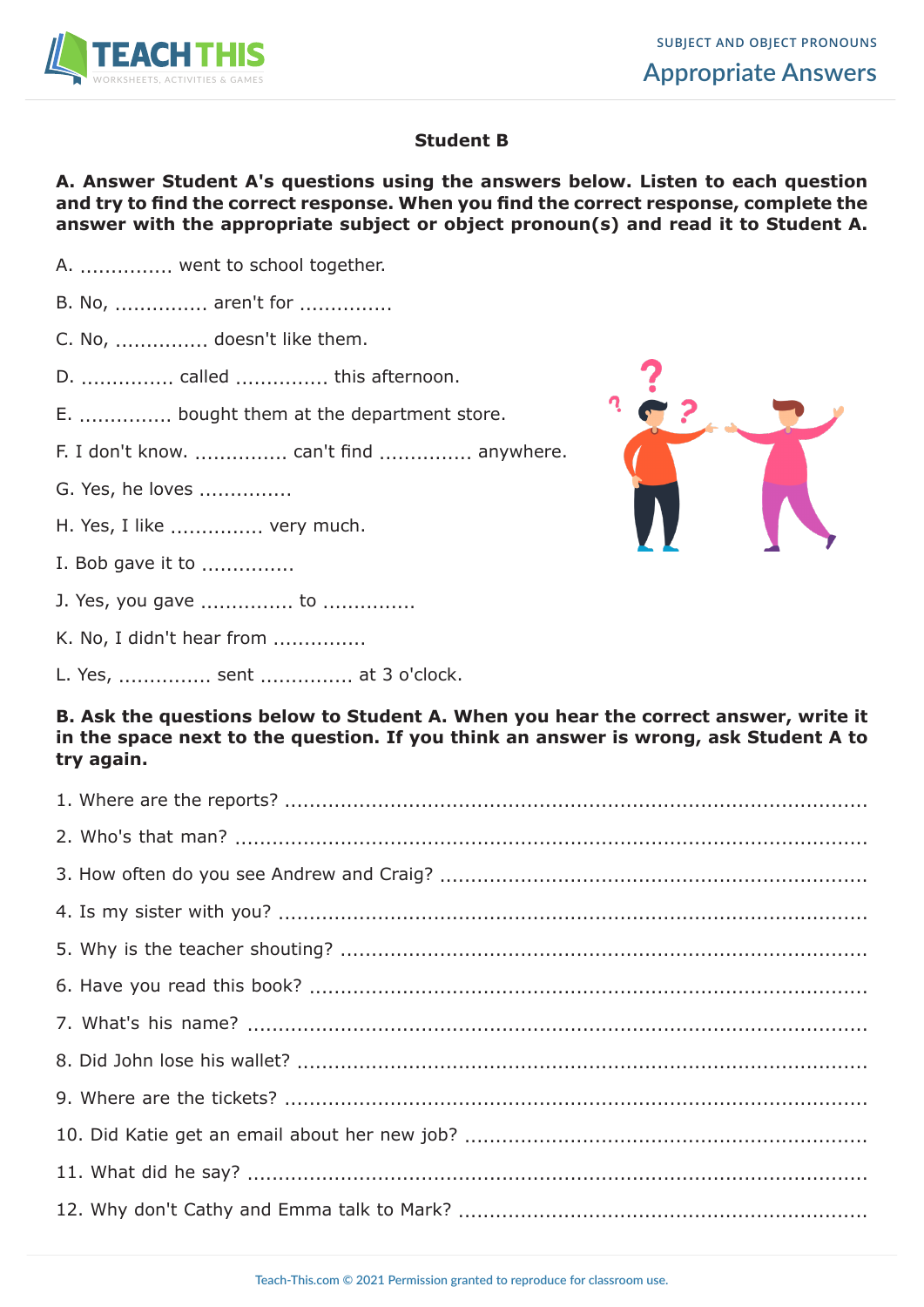**SUBJECT AND OBJECT PRONOUNS**

## Appropriate Answers

### Student B

**A. Answer Student A's questions using the answers below. Listen to each question and try to find the correct response. When you find the correct response, complete the answer with the appropriate subject or object pronoun(s) and read it to Student A.**

A. ............... went to school together.

B. No, ............... aren't for ...............

C. No, ............... doesn't like them.

D. ............... called ............... this afternoon.

E. ............... bought them at the department store.

F. I don't know. ............... can't find ............... anywhere.

G. Yes, he loves ...............

H. Yes, I like ............... very much.

I. Bob gave it to ...............

J. Yes, you gave ............... to ...............

K. No, I didn't hear from ...............

L. Yes, ............... sent ............... at 3 o'clock.

**B. Ask the questions below to Student A. When you hear the correct answer, write it in the space next to the question. If you think an answer is wrong, ask Student A to try again.**

1. Where are the reports? ...............
2. Who's that man? ...............
3. How often do you see Andrew and Craig? ...............
4. Is my sister with you? ...............
5. Why is the teacher shouting? ...............
6. Have you read this book? ...............
7. What's his name? ...............
8. Did John lose his wallet? ...............
9. Where are the tickets? ...............
10. Did Katie get an email about her new job? ...............
11. What did he say? ...............
12. Why don't Cathy and Emma talk to Mark? ...............